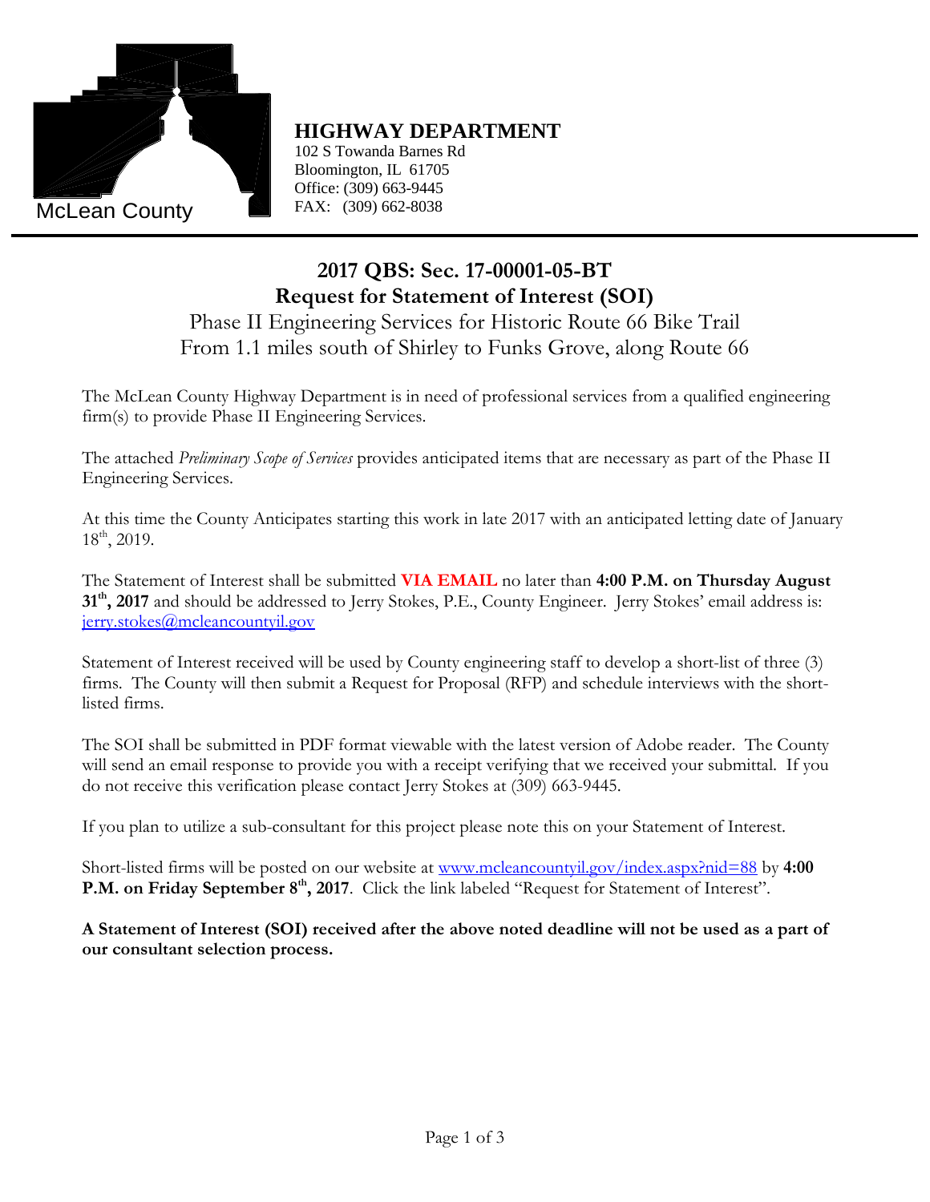McLean County

**HIGHWAY DEPARTMENT**

102 S Towanda Barnes Rd
Bloomington, IL 61705
Office: (309) 663-9445
FAX: (309) 662-8038

# 2017 QBS: Sec. 17-00001-05-BT
## Request for Statement of Interest (SOI)

Phase II Engineering Services for Historic Route 66 Bike Trail
From 1.1 miles south of Shirley to Funks Grove, along Route 66

The McLean County Highway Department is in need of professional services from a qualified engineering firm(s) to provide Phase II Engineering Services.

The attached *Preliminary Scope of Services* provides anticipated items that are necessary as part of the Phase II Engineering Services.

At this time the County Anticipates starting this work in late 2017 with an anticipated letting date of January 18th, 2019.

The Statement of Interest shall be submitted **VIA EMAIL** no later than **4:00 P.M. on Thursday August 31th, 2017** and should be addressed to Jerry Stokes, P.E., County Engineer. Jerry Stokes' email address is: jerry.stokes@mcleancountyil.gov

Statement of Interest received will be used by County engineering staff to develop a short-list of three (3) firms. The County will then submit a Request for Proposal (RFP) and schedule interviews with the short-listed firms.

The SOI shall be submitted in PDF format viewable with the latest version of Adobe reader. The County will send an email response to provide you with a receipt verifying that we received your submittal. If you do not receive this verification please contact Jerry Stokes at (309) 663-9445.

If you plan to utilize a sub-consultant for this project please note this on your Statement of Interest.

Short-listed firms will be posted on our website at www.mcleancountyil.gov/index.aspx?nid=88 by **4:00 P.M. on Friday September 8th, 2017**. Click the link labeled "Request for Statement of Interest".

**A Statement of Interest (SOI) received after the above noted deadline will not be used as a part of our consultant selection process.**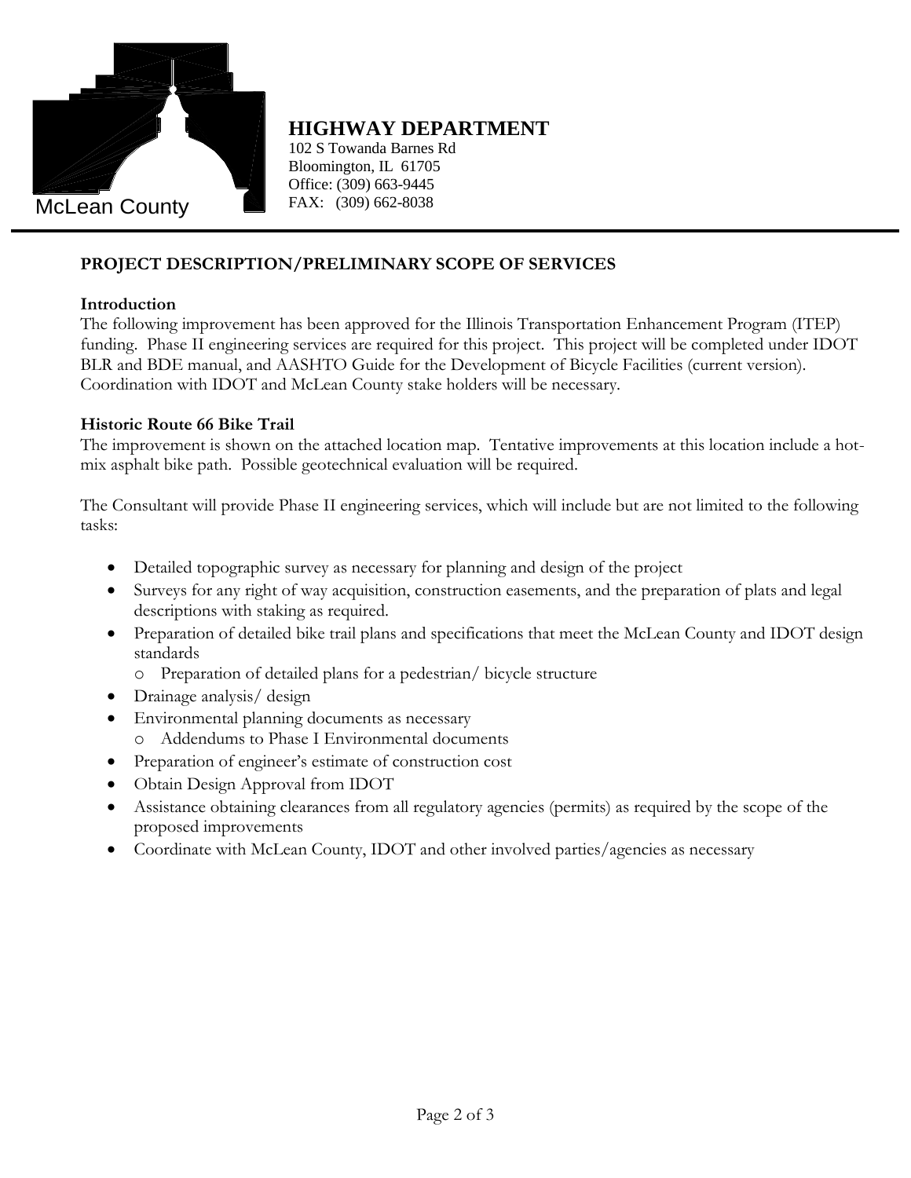McLean County

**HIGHWAY DEPARTMENT**
102 S Towanda Barnes Rd
Bloomington, IL 61705
Office: (309) 663-9445
FAX: (309) 662-8038

## PROJECT DESCRIPTION/PRELIMINARY SCOPE OF SERVICES

### Introduction

The following improvement has been approved for the Illinois Transportation Enhancement Program (ITEP) funding. Phase II engineering services are required for this project. This project will be completed under IDOT BLR and BDE manual, and AASHTO Guide for the Development of Bicycle Facilities (current version). Coordination with IDOT and McLean County stake holders will be necessary.

### Historic Route 66 Bike Trail

The improvement is shown on the attached location map. Tentative improvements at this location include a hot-mix asphalt bike path. Possible geotechnical evaluation will be required.

The Consultant will provide Phase II engineering services, which will include but are not limited to the following tasks:

- Detailed topographic survey as necessary for planning and design of the project
- Surveys for any right of way acquisition, construction easements, and the preparation of plats and legal descriptions with staking as required.
- Preparation of detailed bike trail plans and specifications that meet the McLean County and IDOT design standards
  - Preparation of detailed plans for a pedestrian/ bicycle structure
- Drainage analysis/ design
- Environmental planning documents as necessary
  - Addendums to Phase I Environmental documents
- Preparation of engineer's estimate of construction cost
- Obtain Design Approval from IDOT
- Assistance obtaining clearances from all regulatory agencies (permits) as required by the scope of the proposed improvements
- Coordinate with McLean County, IDOT and other involved parties/agencies as necessary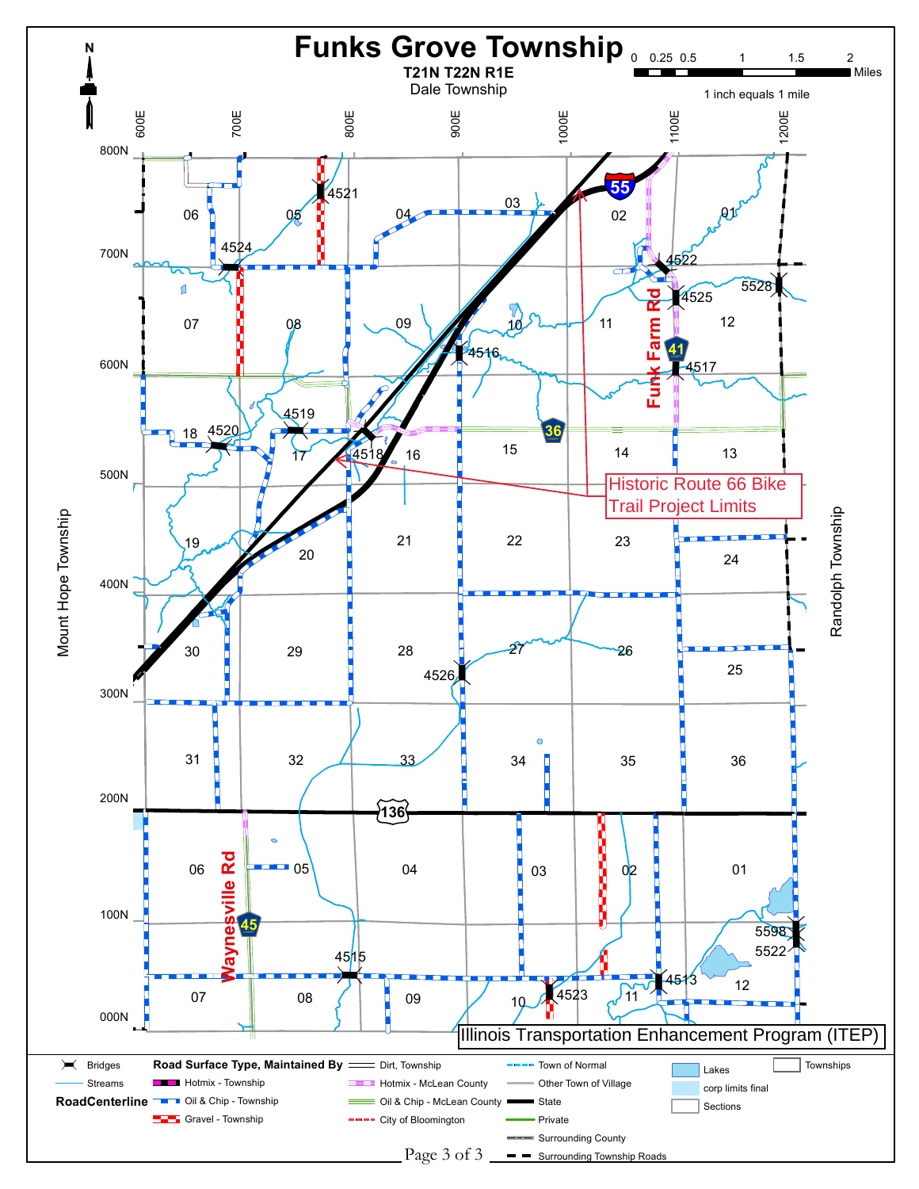# Funks Grove Township

T21N T22N R1E

Dale Township

0 0.25 0.5 1 1.5 2 Miles

1 inch equals 1 mile

600E 700E 800E 900E 1000E 1100E 1200E

800N 700N 600N 500N 400N 300N 200N 100N 000N

Mount Hope Township

Randolph Township

06 05 04 03 02 01

07 08 09 10 11 12

18 17 16 15 14 13

19 20 21 22 23 24

30 29 28 27 26 25

31 32 33 34 35 36

06 05 04 03 02 01

07 08 09 10 11 12

4521 4524 4522 4525 5528 4516 4517 4519 4520 4518 4526 4515 4523 4513 5598 5522

55 41 36 136 45

Funk Farm Rd

Waynesville Rd

Historic Route 66 Bike Trail Project Limits

Illinois Transportation Enhancement Program (ITEP)

Bridges

Streams

RoadCenterline

Road Surface Type, Maintained By

Hotmix - Township

Oil & Chip - Township

Gravel - Township

Dirt, Township

Hotmix - McLean County

Oil & Chip - McLean County

City of Bloomington

Town of Normal

Other Town of Village

State

Private

Surrounding County

Surrounding Township Roads

Lakes

corp limits final

Sections

Townships